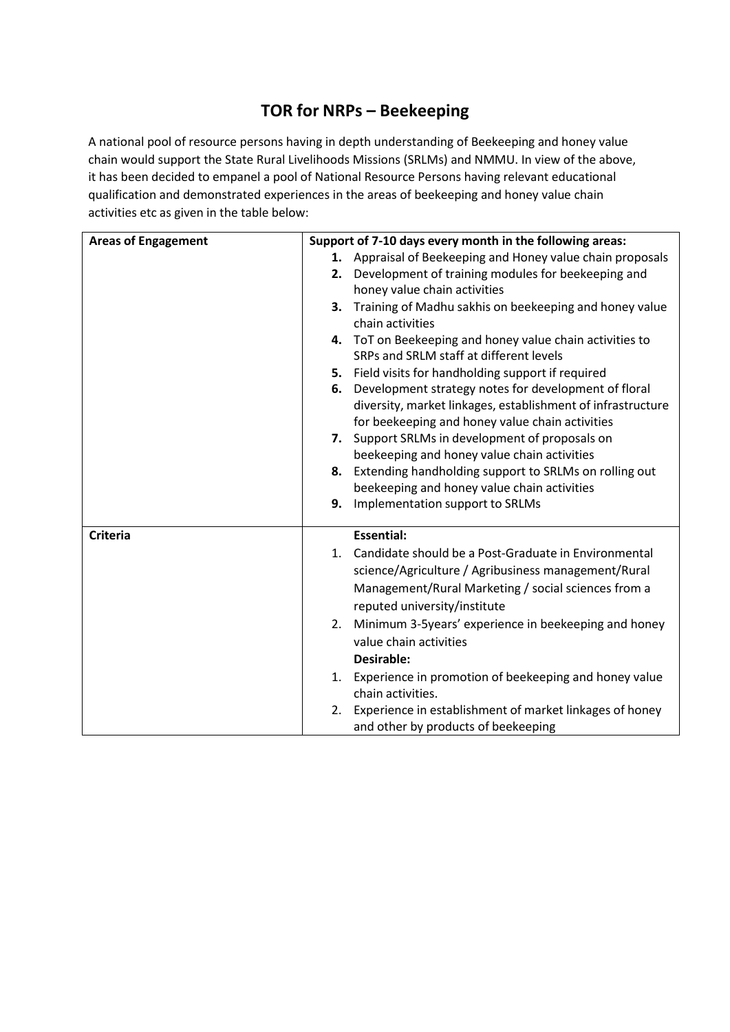# TOR for NRPs – Beekeeping

A national pool of resource persons having in depth understanding of Beekeeping and honey value chain would support the State Rural Livelihoods Missions (SRLMs) and NMMU. In view of the above, it has been decided to empanel a pool of National Resource Persons having relevant educational qualification and demonstrated experiences in the areas of beekeeping and honey value chain activities etc as given in the table below:

| **Areas of Engagement** | **Support of 7-10 days every month in the following areas:**<br>**1.** Appraisal of Beekeeping and Honey value chain proposals<br>**2.** Development of training modules for beekeeping and honey value chain activities<br>**3.** Training of Madhu sakhis on beekeeping and honey value chain activities<br>**4.** ToT on Beekeeping and honey value chain activities to SRPs and SRLM staff at different levels<br>**5.** Field visits for handholding support if required<br>**6.** Development strategy notes for development of floral diversity, market linkages, establishment of infrastructure for beekeeping and honey value chain activities<br>**7.** Support SRLMs in development of proposals on beekeeping and honey value chain activities<br>**8.** Extending handholding support to SRLMs on rolling out beekeeping and honey value chain activities<br>**9.** Implementation support to SRLMs |
|---|---|
| **Criteria** | **Essential:**<br>1. Candidate should be a Post-Graduate in Environmental science/Agriculture / Agribusiness management/Rural Management/Rural Marketing / social sciences from a reputed university/institute<br>2. Minimum 3-5years' experience in beekeeping and honey value chain activities<br>**Desirable:**<br>1. Experience in promotion of beekeeping and honey value chain activities.<br>2. Experience in establishment of market linkages of honey and other by products of beekeeping |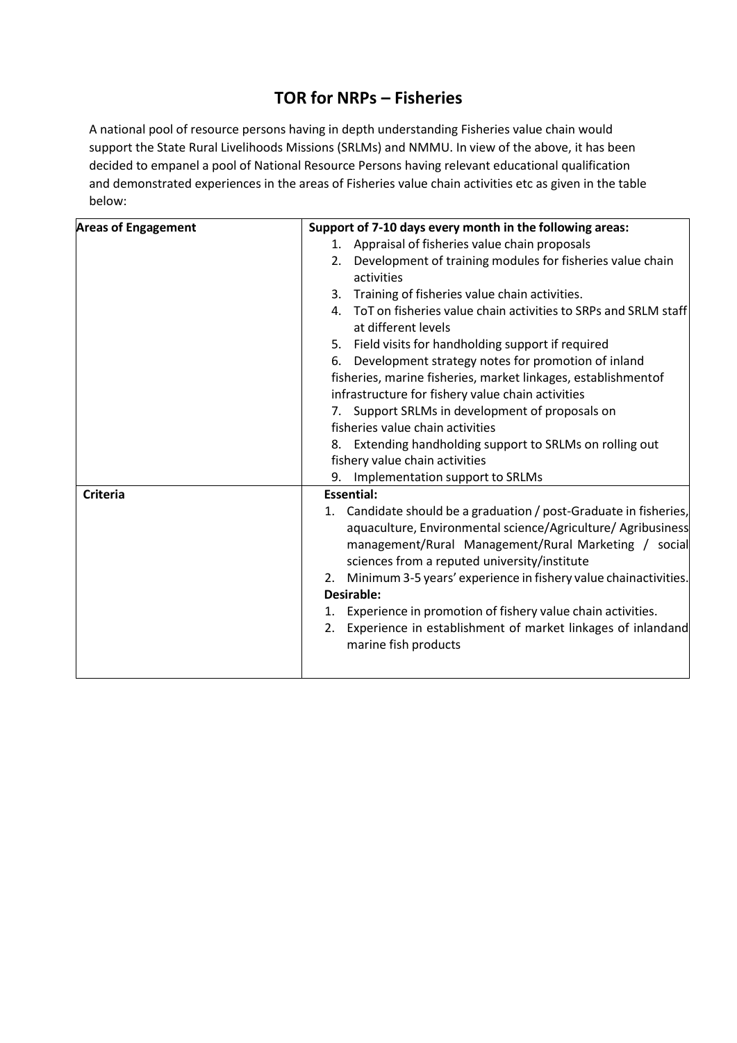# TOR for NRPs – Fisheries

A national pool of resource persons having in depth understanding Fisheries value chain would support the State Rural Livelihoods Missions (SRLMs) and NMMU. In view of the above, it has been decided to empanel a pool of National Resource Persons having relevant educational qualification and demonstrated experiences in the areas of Fisheries value chain activities etc as given in the table below:

| | |
|---|---|
| **Areas of Engagement** | **Support of 7-10 days every month in the following areas:**<br>1. Appraisal of fisheries value chain proposals<br>2. Development of training modules for fisheries value chain activities<br>3. Training of fisheries value chain activities.<br>4. ToT on fisheries value chain activities to SRPs and SRLM staff at different levels<br>5. Field visits for handholding support if required<br>6. Development strategy notes for promotion of inland fisheries, marine fisheries, market linkages, establishmentof infrastructure for fishery value chain activities<br>7. Support SRLMs in development of proposals on fisheries value chain activities<br>8. Extending handholding support to SRLMs on rolling out fishery value chain activities<br>9. Implementation support to SRLMs |
| **Criteria** | **Essential:**<br>1. Candidate should be a graduation / post-Graduate in fisheries, aquaculture, Environmental science/Agriculture/ Agribusiness management/Rural Management/Rural Marketing / social sciences from a reputed university/institute<br>2. Minimum 3-5 years' experience in fishery value chainactivities.<br>**Desirable:**<br>1. Experience in promotion of fishery value chain activities.<br>2. Experience in establishment of market linkages of inlandand marine fish products |